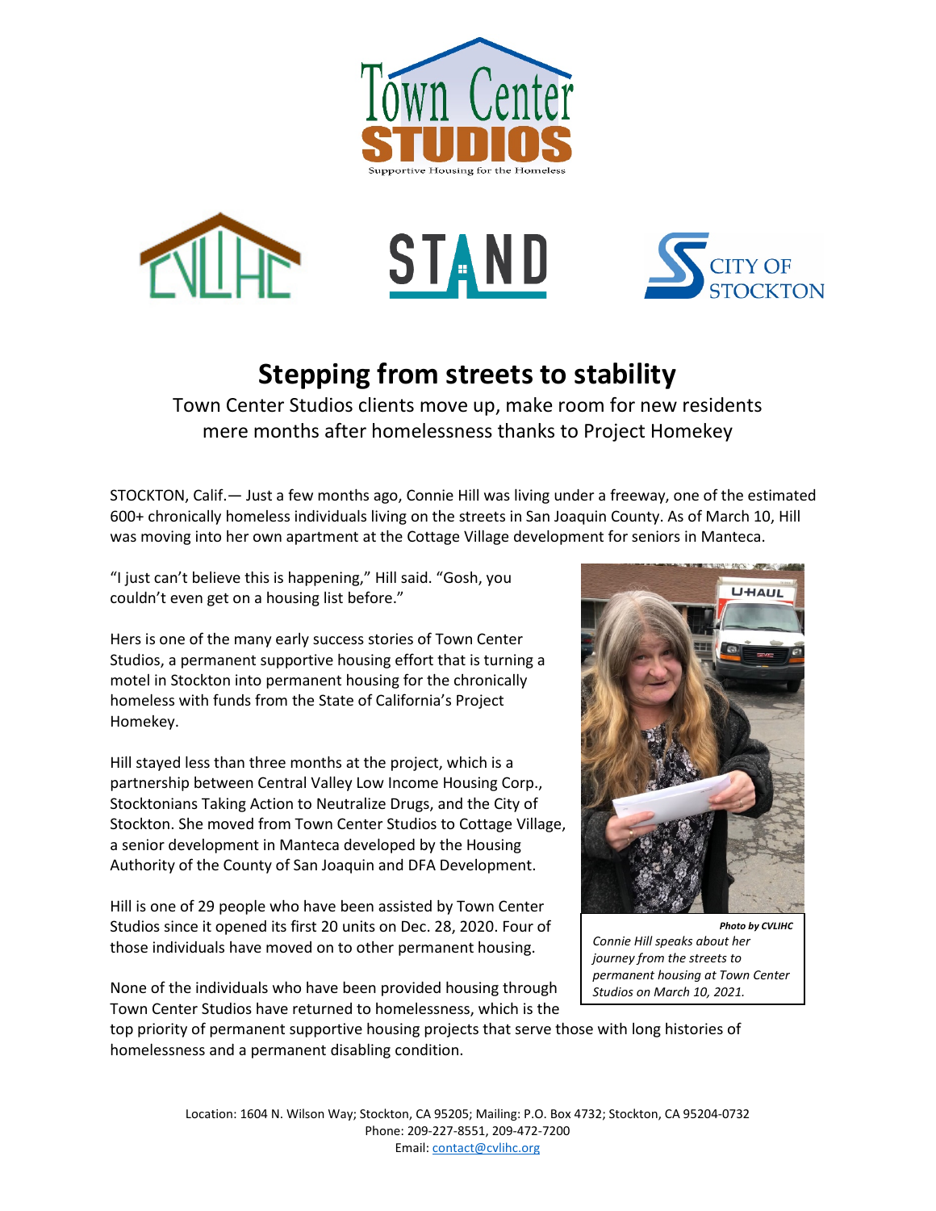Town Center STUDIOS

Supportive Housing for the Homeless

CVLIHC STAND CITY OF STOCKTON

# Stepping from streets to stability

Town Center Studios clients move up, make room for new residents mere months after homelessness thanks to Project Homekey

STOCKTON, Calif.— Just a few months ago, Connie Hill was living under a freeway, one of the estimated 600+ chronically homeless individuals living on the streets in San Joaquin County. As of March 10, Hill was moving into her own apartment at the Cottage Village development for seniors in Manteca.

"I just can't believe this is happening," Hill said. "Gosh, you couldn't even get on a housing list before."

Hers is one of the many early success stories of Town Center Studios, a permanent supportive housing effort that is turning a motel in Stockton into permanent housing for the chronically homeless with funds from the State of California's Project Homekey.

Hill stayed less than three months at the project, which is a partnership between Central Valley Low Income Housing Corp., Stocktonians Taking Action to Neutralize Drugs, and the City of Stockton. She moved from Town Center Studios to Cottage Village, a senior development in Manteca developed by the Housing Authority of the County of San Joaquin and DFA Development.

Hill is one of 29 people who have been assisted by Town Center Studios since it opened its first 20 units on Dec. 28, 2020. Four of those individuals have moved on to other permanent housing.

None of the individuals who have been provided housing through Town Center Studios have returned to homelessness, which is the top priority of permanent supportive housing projects that serve those with long histories of homelessness and a permanent disabling condition.

***Photo by CVLIHC***

*Connie Hill speaks about her journey from the streets to permanent housing at Town Center Studios on March 10, 2021.*

Location: 1604 N. Wilson Way; Stockton, CA 95205; Mailing: P.O. Box 4732; Stockton, CA 95204-0732
Phone: 209-227-8551, 209-472-7200
Email: contact@cvlihc.org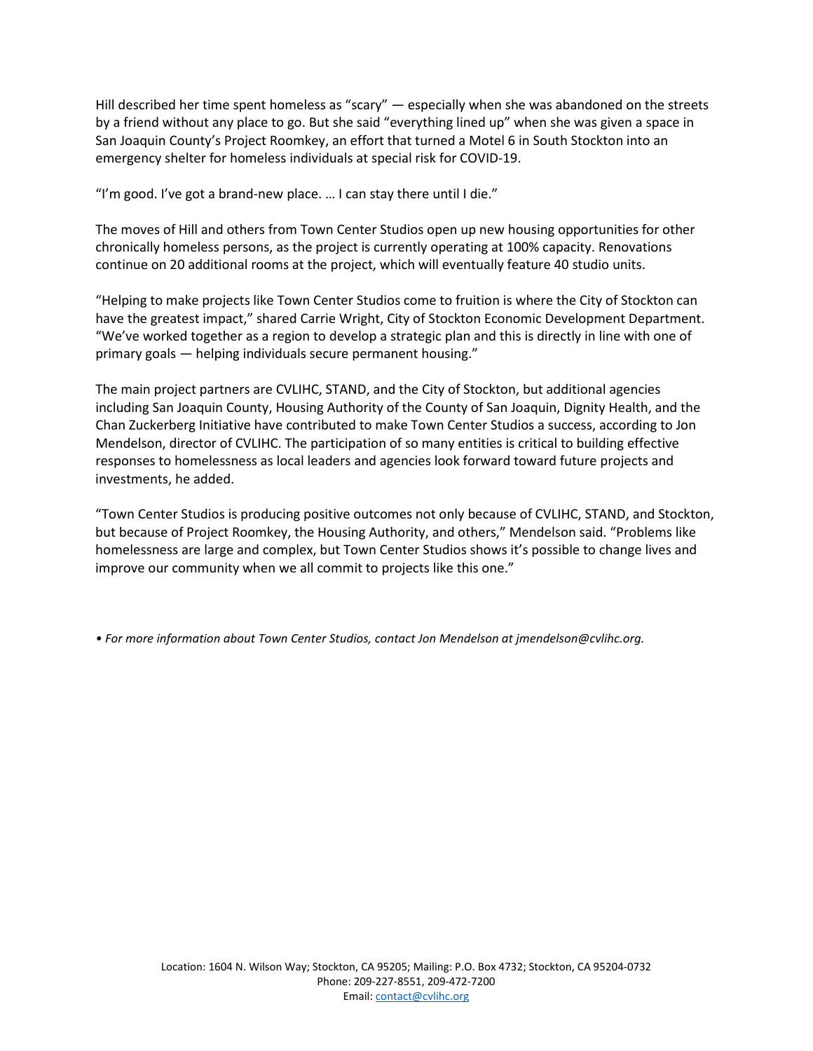Hill described her time spent homeless as "scary" — especially when she was abandoned on the streets by a friend without any place to go. But she said "everything lined up" when she was given a space in San Joaquin County's Project Roomkey, an effort that turned a Motel 6 in South Stockton into an emergency shelter for homeless individuals at special risk for COVID-19.

"I'm good. I've got a brand-new place. … I can stay there until I die."

The moves of Hill and others from Town Center Studios open up new housing opportunities for other chronically homeless persons, as the project is currently operating at 100% capacity. Renovations continue on 20 additional rooms at the project, which will eventually feature 40 studio units.

"Helping to make projects like Town Center Studios come to fruition is where the City of Stockton can have the greatest impact," shared Carrie Wright, City of Stockton Economic Development Department. "We've worked together as a region to develop a strategic plan and this is directly in line with one of primary goals — helping individuals secure permanent housing."

The main project partners are CVLIHC, STAND, and the City of Stockton, but additional agencies including San Joaquin County, Housing Authority of the County of San Joaquin, Dignity Health, and the Chan Zuckerberg Initiative have contributed to make Town Center Studios a success, according to Jon Mendelson, director of CVLIHC. The participation of so many entities is critical to building effective responses to homelessness as local leaders and agencies look forward toward future projects and investments, he added.

"Town Center Studios is producing positive outcomes not only because of CVLIHC, STAND, and Stockton, but because of Project Roomkey, the Housing Authority, and others," Mendelson said. "Problems like homelessness are large and complex, but Town Center Studios shows it's possible to change lives and improve our community when we all commit to projects like this one."

*• For more information about Town Center Studios, contact Jon Mendelson at jmendelson@cvlihc.org.*